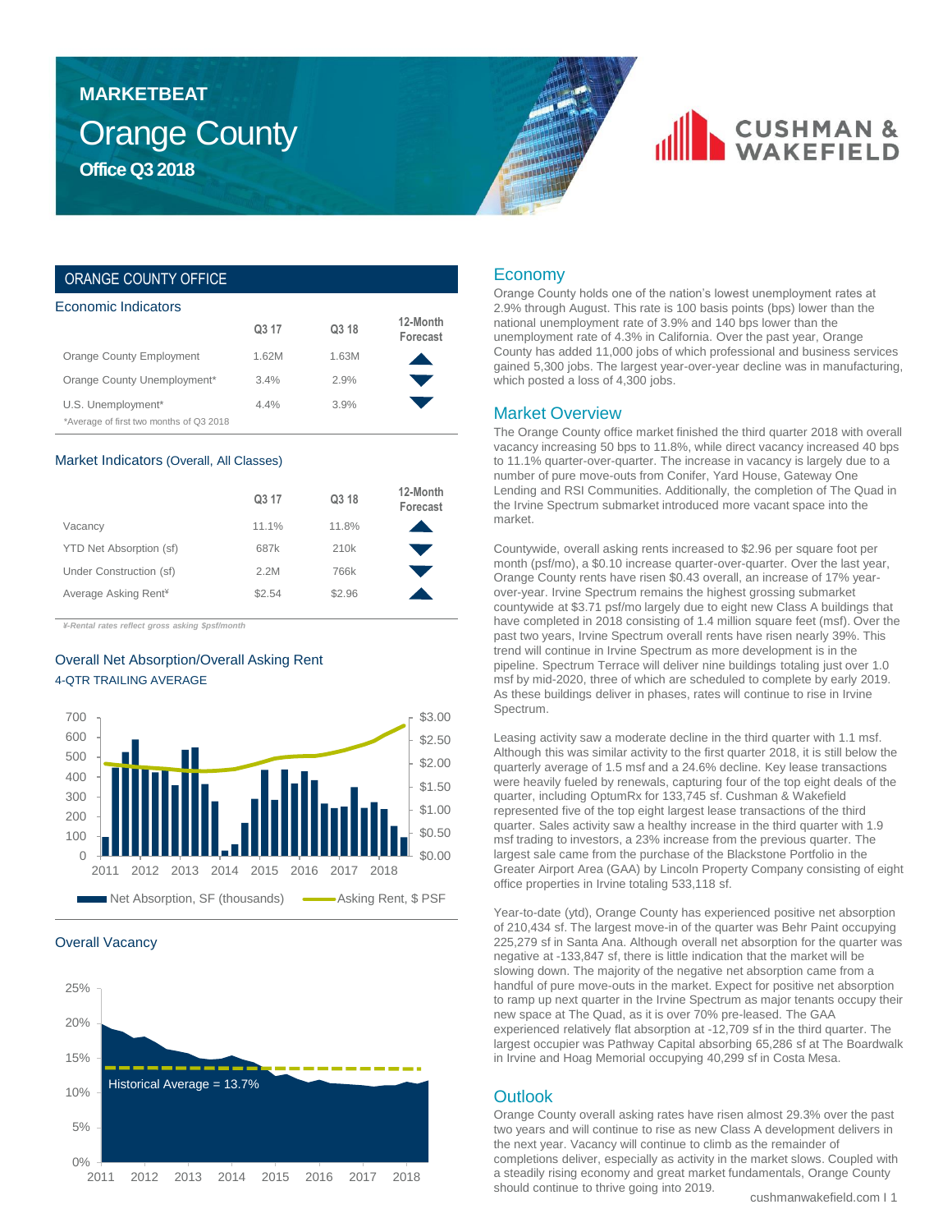# MARKETBEAT

# Orange County

## Office Q3 2018

CUSHMAN & WAKEFIELD

## ORANGE COUNTY OFFICE

### Economic Indicators

| | Q3 17 | Q3 18 | 12-Month Forecast |
|---|---|---|---|
| Orange County Employment | 1.62M | 1.63M | ▲ |
| Orange County Unemployment* | 3.4% | 2.9% | ▼ |
| U.S. Unemployment* | 4.4% | 3.9% | ▼ |

*Average of first two months of Q3 2018

### Market Indicators (Overall, All Classes)

| | Q3 17 | Q3 18 | 12-Month Forecast |
|---|---|---|---|
| Vacancy | 11.1% | 11.8% | ▲ |
| YTD Net Absorption (sf) | 687k | 210k | ▼ |
| Under Construction (sf) | 2.2M | 766k | ▼ |
| Average Asking Rent¥ | $2.54 | $2.96 | ▲ |

*¥-Rental rates reflect gross asking $psf/month*

### Overall Net Absorption/Overall Asking Rent

4-QTR TRAILING AVERAGE

Net Absorption, SF (thousands) — Asking Rent, $ PSF

### Overall Vacancy

Historical Average = 13.7%

## Economy

Orange County holds one of the nation's lowest unemployment rates at 2.9% through August. This rate is 100 basis points (bps) lower than the national unemployment rate of 3.9% and 140 bps lower than the unemployment rate of 4.3% in California. Over the past year, Orange County has added 11,000 jobs of which professional and business services gained 5,300 jobs. The largest year-over-year decline was in manufacturing, which posted a loss of 4,300 jobs.

## Market Overview

The Orange County office market finished the third quarter 2018 with overall vacancy increasing 50 bps to 11.8%, while direct vacancy increased 40 bps to 11.1% quarter-over-quarter. The increase in vacancy is largely due to a number of pure move-outs from Conifer, Yard House, Gateway One Lending and RSI Communities. Additionally, the completion of The Quad in the Irvine Spectrum submarket introduced more vacant space into the market.

Countywide, overall asking rents increased to $2.96 per square foot per month (psf/mo), a $0.10 increase quarter-over-quarter. Over the last year, Orange County rents have risen $0.43 overall, an increase of 17% year-over-year. Irvine Spectrum remains the highest grossing submarket countywide at $3.71 psf/mo largely due to eight new Class A buildings that have completed in 2018 consisting of 1.4 million square feet (msf). Over the past two years, Irvine Spectrum overall rents have risen nearly 39%. This trend will continue in Irvine Spectrum as more development is in the pipeline. Spectrum Terrace will deliver nine buildings totaling just over 1.0 msf by mid-2020, three of which are scheduled to complete by early 2019. As these buildings deliver in phases, rates will continue to rise in Irvine Spectrum.

Leasing activity saw a moderate decline in the third quarter with 1.1 msf. Although this was similar activity to the first quarter 2018, it is still below the quarterly average of 1.5 msf and a 24.6% decline. Key lease transactions were heavily fueled by renewals, capturing four of the top eight deals of the quarter, including OptumRx for 133,745 sf. Cushman & Wakefield represented five of the top eight largest lease transactions of the third quarter. Sales activity saw a healthy increase in the third quarter with 1.9 msf trading to investors, a 23% increase from the previous quarter. The largest sale came from the purchase of the Blackstone Portfolio in the Greater Airport Area (GAA) by Lincoln Property Company consisting of eight office properties in Irvine totaling 533,118 sf.

Year-to-date (ytd), Orange County has experienced positive net absorption of 210,434 sf. The largest move-in of the quarter was Behr Paint occupying 225,279 sf in Santa Ana. Although overall net absorption for the quarter was negative at -133,847 sf, there is little indication that the market will be slowing down. The majority of the negative net absorption came from a handful of pure move-outs in the market. Expect for positive net absorption to ramp up next quarter in the Irvine Spectrum as major tenants occupy their new space at The Quad, as it is over 70% pre-leased. The GAA experienced relatively flat absorption at -12,709 sf in the third quarter. The largest occupier was Pathway Capital absorbing 65,286 sf at The Boardwalk in Irvine and Hoag Memorial occupying 40,299 sf in Costa Mesa.

## Outlook

Orange County overall asking rates have risen almost 29.3% over the past two years and will continue to rise as new Class A development delivers in the next year. Vacancy will continue to climb as the remainder of completions deliver, especially as activity in the market slows. Coupled with a steadily rising economy and great market fundamentals, Orange County should continue to thrive going into 2019.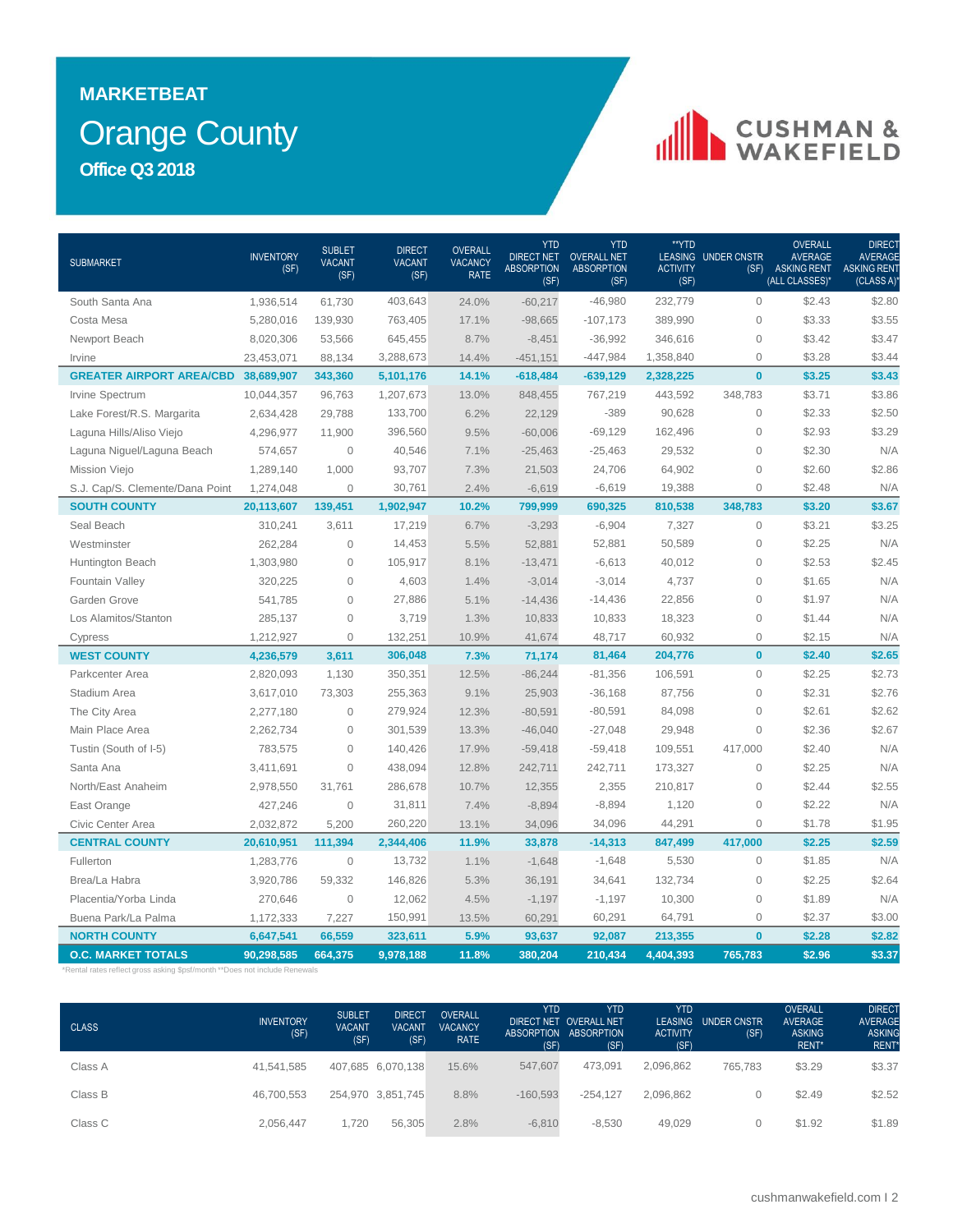# MARKETBEAT

# Orange County

## Office Q3 2018

| SUBMARKET | INVENTORY (SF) | SUBLET VACANT (SF) | DIRECT VACANT (SF) | OVERALL VACANCY RATE | YTD DIRECT NET ABSORPTION (SF) | YTD OVERALL NET ABSORPTION (SF) | **YTD LEASING ACTIVITY (SF) | UNDER CNSTR (SF) | OVERALL AVERAGE ASKING RENT (ALL CLASSES)* | DIRECT AVERAGE ASKING RENT (CLASS A)* |
|---|---|---|---|---|---|---|---|---|---|---|
| South Santa Ana | 1,936,514 | 61,730 | 403,643 | 24.0% | -60,217 | -46,980 | 232,779 | 0 | $2.43 | $2.80 |
| Costa Mesa | 5,280,016 | 139,930 | 763,405 | 17.1% | -98,665 | -107,173 | 389,990 | 0 | $3.33 | $3.55 |
| Newport Beach | 8,020,306 | 53,566 | 645,455 | 8.7% | -8,451 | -36,992 | 346,616 | 0 | $3.42 | $3.47 |
| Irvine | 23,453,071 | 88,134 | 3,288,673 | 14.4% | -451,151 | -447,984 | 1,358,840 | 0 | $3.28 | $3.44 |
| **GREATER AIRPORT AREA/CBD** | **38,689,907** | **343,360** | **5,101,176** | **14.1%** | **-618,484** | **-639,129** | **2,328,225** | **0** | **$3.25** | **$3.43** |
| Irvine Spectrum | 10,044,357 | 96,763 | 1,207,673 | 13.0% | 848,455 | 767,219 | 443,592 | 348,783 | $3.71 | $3.86 |
| Lake Forest/R.S. Margarita | 2,634,428 | 29,788 | 133,700 | 6.2% | 22,129 | -389 | 90,628 | 0 | $2.33 | $2.50 |
| Laguna Hills/Aliso Viejo | 4,296,977 | 11,900 | 396,560 | 9.5% | -60,006 | -69,129 | 162,496 | 0 | $2.93 | $3.29 |
| Laguna Niguel/Laguna Beach | 574,657 | 0 | 40,546 | 7.1% | -25,463 | -25,463 | 29,532 | 0 | $2.30 | N/A |
| Mission Viejo | 1,289,140 | 1,000 | 93,707 | 7.3% | 21,503 | 24,706 | 64,902 | 0 | $2.60 | $2.86 |
| S.J. Cap/S. Clemente/Dana Point | 1,274,048 | 0 | 30,761 | 2.4% | -6,619 | -6,619 | 19,388 | 0 | $2.48 | N/A |
| **SOUTH COUNTY** | **20,113,607** | **139,451** | **1,902,947** | **10.2%** | **799,999** | **690,325** | **810,538** | **348,783** | **$3.20** | **$3.67** |
| Seal Beach | 310,241 | 3,611 | 17,219 | 6.7% | -3,293 | -6,904 | 7,327 | 0 | $3.21 | $3.25 |
| Westminster | 262,284 | 0 | 14,453 | 5.5% | 52,881 | 52,881 | 50,589 | 0 | $2.25 | N/A |
| Huntington Beach | 1,303,980 | 0 | 105,917 | 8.1% | -13,471 | -6,613 | 40,012 | 0 | $2.53 | $2.45 |
| Fountain Valley | 320,225 | 0 | 4,603 | 1.4% | -3,014 | -3,014 | 4,737 | 0 | $1.65 | N/A |
| Garden Grove | 541,785 | 0 | 27,886 | 5.1% | -14,436 | -14,436 | 22,856 | 0 | $1.97 | N/A |
| Los Alamitos/Stanton | 285,137 | 0 | 3,719 | 1.3% | 10,833 | 10,833 | 18,323 | 0 | $1.44 | N/A |
| Cypress | 1,212,927 | 0 | 132,251 | 10.9% | 41,674 | 48,717 | 60,932 | 0 | $2.15 | N/A |
| **WEST COUNTY** | **4,236,579** | **3,611** | **306,048** | **7.3%** | **71,174** | **81,464** | **204,776** | **0** | **$2.40** | **$2.65** |
| Parkcenter Area | 2,820,093 | 1,130 | 350,351 | 12.5% | -86,244 | -81,356 | 106,591 | 0 | $2.25 | $2.73 |
| Stadium Area | 3,617,010 | 73,303 | 255,363 | 9.1% | 25,903 | -36,168 | 87,756 | 0 | $2.31 | $2.76 |
| The City Area | 2,277,180 | 0 | 279,924 | 12.3% | -80,591 | -80,591 | 84,098 | 0 | $2.61 | $2.62 |
| Main Place Area | 2,262,734 | 0 | 301,539 | 13.3% | -46,040 | -27,048 | 29,948 | 0 | $2.36 | $2.67 |
| Tustin (South of I-5) | 783,575 | 0 | 140,426 | 17.9% | -59,418 | -59,418 | 109,551 | 417,000 | $2.40 | N/A |
| Santa Ana | 3,411,691 | 0 | 438,094 | 12.8% | 242,711 | 242,711 | 173,327 | 0 | $2.25 | N/A |
| North/East Anaheim | 2,978,550 | 31,761 | 286,678 | 10.7% | 12,355 | 2,355 | 210,817 | 0 | $2.44 | $2.55 |
| East Orange | 427,246 | 0 | 31,811 | 7.4% | -8,894 | -8,894 | 1,120 | 0 | $2.22 | N/A |
| Civic Center Area | 2,032,872 | 5,200 | 260,220 | 13.1% | 34,096 | 34,096 | 44,291 | 0 | $1.78 | $1.95 |
| **CENTRAL COUNTY** | **20,610,951** | **111,394** | **2,344,406** | **11.9%** | **33,878** | **-14,313** | **847,499** | **417,000** | **$2.25** | **$2.59** |
| Fullerton | 1,283,776 | 0 | 13,732 | 1.1% | -1,648 | -1,648 | 5,530 | 0 | $1.85 | N/A |
| Brea/La Habra | 3,920,786 | 59,332 | 146,826 | 5.3% | 36,191 | 34,641 | 132,734 | 0 | $2.25 | $2.64 |
| Placentia/Yorba Linda | 270,646 | 0 | 12,062 | 4.5% | -1,197 | -1,197 | 10,300 | 0 | $1.89 | N/A |
| Buena Park/La Palma | 1,172,333 | 7,227 | 150,991 | 13.5% | 60,291 | 60,291 | 64,791 | 0 | $2.37 | $3.00 |
| **NORTH COUNTY** | **6,647,541** | **66,559** | **323,611** | **5.9%** | **93,637** | **92,087** | **213,355** | **0** | **$2.28** | **$2.82** |
| **O.C. MARKET TOTALS** | **90,298,585** | **664,375** | **9,978,188** | **11.8%** | **380,204** | **210,434** | **4,404,393** | **765,783** | **$2.96** | **$3.37** |

*Rental rates reflect gross asking $psf/month **Does not include Renewals

| CLASS | INVENTORY (SF) | SUBLET VACANT (SF) | DIRECT VACANT (SF) | OVERALL VACANCY RATE | YTD DIRECT NET ABSORPTION (SF) | YTD OVERALL NET ABSORPTION (SF) | YTD LEASING ACTIVITY (SF) | UNDER CNSTR (SF) | OVERALL AVERAGE ASKING RENT* | DIRECT AVERAGE ASKING RENT* |
|---|---|---|---|---|---|---|---|---|---|---|
| Class A | 41,541,585 | 407,685 | 6,070,138 | 15.6% | 547,607 | 473,091 | 2,096,862 | 765,783 | $3.29 | $3.37 |
| Class B | 46,700,553 | 254,970 | 3,851,745 | 8.8% | -160,593 | -254,127 | 2,096,862 | 0 | $2.49 | $2.52 |
| Class C | 2,056,447 | 1,720 | 56,305 | 2.8% | -6,810 | -8,530 | 49,029 | 0 | $1.92 | $1.89 |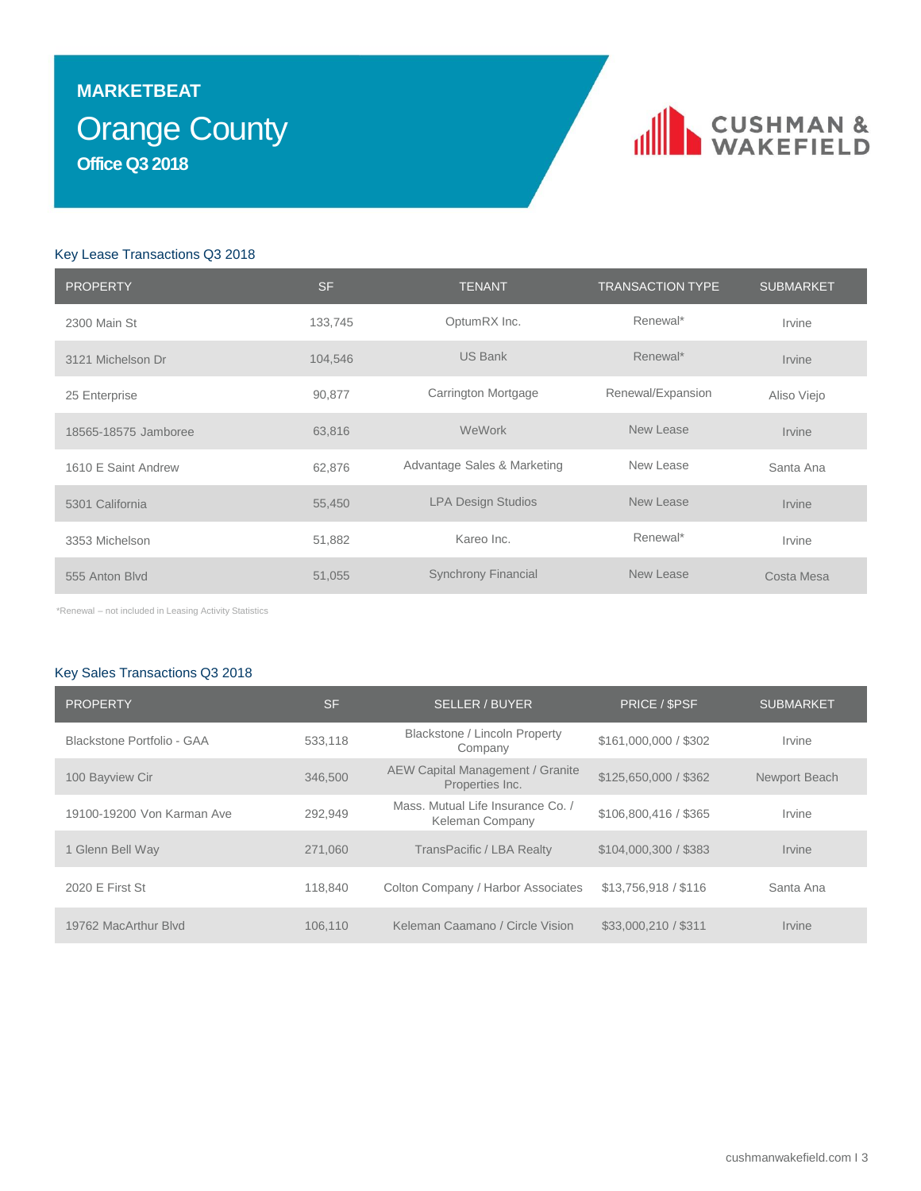**MARKETBEAT**

# Orange County

**Office Q3 2018**

CUSHMAN & WAKEFIELD

## Key Lease Transactions Q3 2018

| PROPERTY | SF | TENANT | TRANSACTION TYPE | SUBMARKET |
|---|---|---|---|---|
| 2300 Main St | 133,745 | OptumRX Inc. | Renewal* | Irvine |
| 3121 Michelson Dr | 104,546 | US Bank | Renewal* | Irvine |
| 25 Enterprise | 90,877 | Carrington Mortgage | Renewal/Expansion | Aliso Viejo |
| 18565-18575 Jamboree | 63,816 | WeWork | New Lease | Irvine |
| 1610 E Saint Andrew | 62,876 | Advantage Sales & Marketing | New Lease | Santa Ana |
| 5301 California | 55,450 | LPA Design Studios | New Lease | Irvine |
| 3353 Michelson | 51,882 | Kareo Inc. | Renewal* | Irvine |
| 555 Anton Blvd | 51,055 | Synchrony Financial | New Lease | Costa Mesa |

*Renewal – not included in Leasing Activity Statistics

## Key Sales Transactions Q3 2018

| PROPERTY | SF | SELLER / BUYER | PRICE / $PSF | SUBMARKET |
|---|---|---|---|---|
| Blackstone Portfolio - GAA | 533,118 | Blackstone / Lincoln Property Company | $161,000,000 / $302 | Irvine |
| 100 Bayview Cir | 346,500 | AEW Capital Management / Granite Properties Inc. | $125,650,000 / $362 | Newport Beach |
| 19100-19200 Von Karman Ave | 292,949 | Mass. Mutual Life Insurance Co. / Keleman Company | $106,800,416 / $365 | Irvine |
| 1 Glenn Bell Way | 271,060 | TransPacific / LBA Realty | $104,000,300 / $383 | Irvine |
| 2020 E First St | 118,840 | Colton Company / Harbor Associates | $13,756,918 / $116 | Santa Ana |
| 19762 MacArthur Blvd | 106,110 | Keleman Caamano / Circle Vision | $33,000,210 / $311 | Irvine |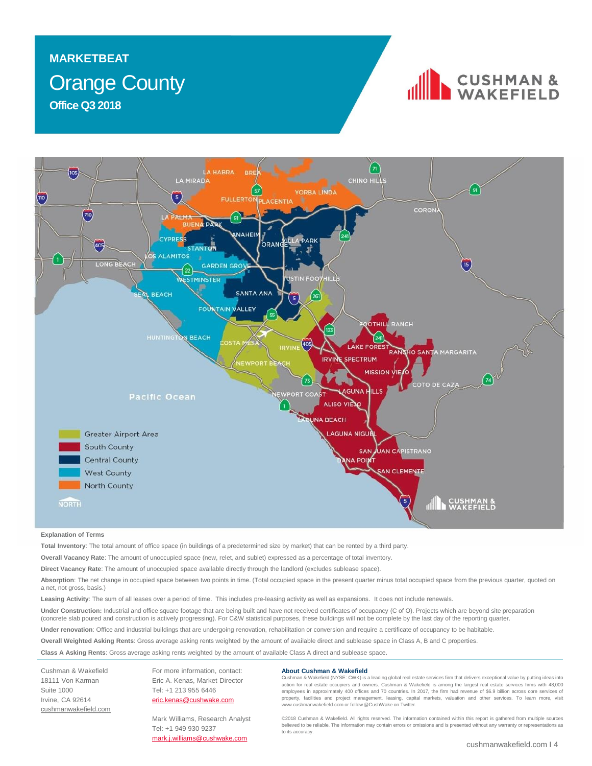# MARKETBEAT

# Orange County

## Office Q3 2018

CUSHMAN & WAKEFIELD

LA HABRA
BREA
LA MIRADA
CHINO HILLS
YORBA LINDA
FULLERTON
PLACENTIA
CORONA
LA PALMA
BUENA PARK
ANAHEIM
CYPRESS
ORANGE
VILLA PARK
STANTON
LOS ALAMITOS
LONG BEACH
GARDEN GROVE
WESTMINSTER
TUSTIN FOOTHILLS
SEAL BEACH
SANTA ANA
FOUNTAIN VALLEY
FOOTHILL RANCH
HUNTINGTON BEACH
COSTA MESA
IRVINE
LAKE FOREST
RANCHO SANTA MARGARITA
IRVINE SPECTRUM
NEWPORT BEACH
MISSION VIEJO
COTO DE CAZA
Pacific Ocean
NEWPORT COAST
LAGUNA HILLS
ALISO VIEJO
LAGUNA BEACH
LAGUNA NIGUEL
SAN JUAN CAPISTRANO
DANA POINT
SAN CLEMENTE

Greater Airport Area
South County
Central County
West County
North County

NORTH

**Explanation of Terms**

**Total Inventory**: The total amount of office space (in buildings of a predetermined size by market) that can be rented by a third party.

**Overall Vacancy Rate**: The amount of unoccupied space (new, relet, and sublet) expressed as a percentage of total inventory.

**Direct Vacancy Rate**: The amount of unoccupied space available directly through the landlord (excludes sublease space).

**Absorption**: The net change in occupied space between two points in time. (Total occupied space in the present quarter minus total occupied space from the previous quarter, quoted on a net, not gross, basis.)

**Leasing Activity**: The sum of all leases over a period of time. This includes pre-leasing activity as well as expansions. It does not include renewals.

**Under Construction:** Industrial and office square footage that are being built and have not received certificates of occupancy (C of O). Projects which are beyond site preparation (concrete slab poured and construction is actively progressing). For C&W statistical purposes, these buildings will not be complete by the last day of the reporting quarter.

**Under renovation**: Office and industrial buildings that are undergoing renovation, rehabilitation or conversion and require a certificate of occupancy to be habitable.

**Overall Weighted Asking Rents**: Gross average asking rents weighted by the amount of available direct and sublease space in Class A, B and C properties.

**Class A Asking Rents**: Gross average asking rents weighted by the amount of available Class A direct and sublease space.

Cushman & Wakefield
18111 Von Karman
Suite 1000
Irvine, CA 92614
cushmanwakefield.com

For more information, contact:
Eric A. Kenas, Market Director
Tel: +1 213 955 6446
eric.kenas@cushwake.com

Mark Williams, Research Analyst
Tel: +1 949 930 9237
mark.j.williams@cushwake.com

**About Cushman & Wakefield**
Cushman & Wakefield (NYSE: CWK) is a leading global real estate services firm that delivers exceptional value by putting ideas into action for real estate occupiers and owners. Cushman & Wakefield is among the largest real estate services firms with 48,000 employees in approximately 400 offices and 70 countries. In 2017, the firm had revenue of $6.9 billion across core services of property, facilities and project management, leasing, capital markets, valuation and other services. To learn more, visit www.cushmanwakefield.com or follow @CushWake on Twitter.

©2018 Cushman & Wakefield. All rights reserved. The information contained within this report is gathered from multiple sources believed to be reliable. The information may contain errors or omissions and is presented without any warranty or representations as to its accuracy.